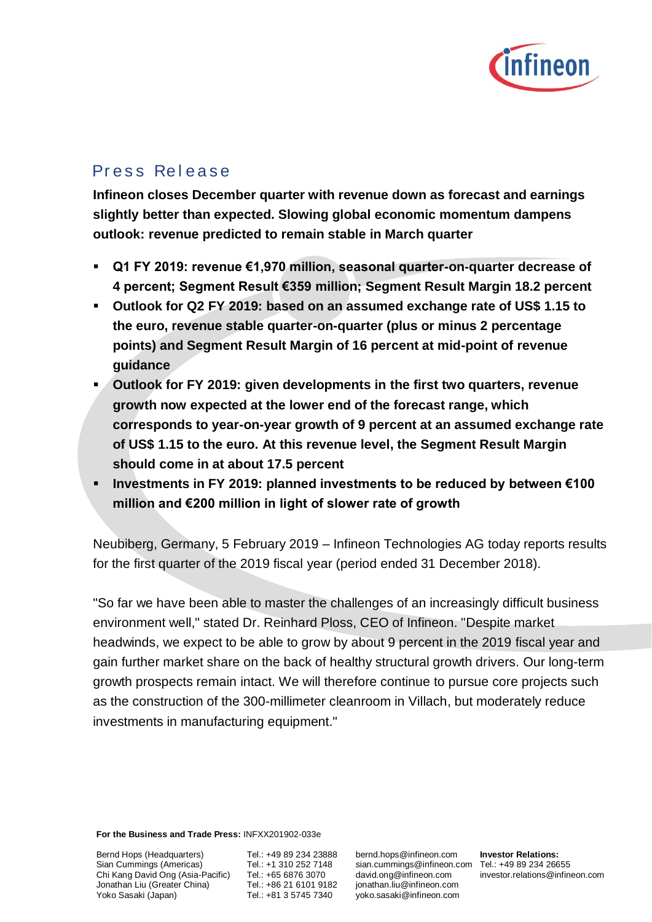# Press Release

**Infineon closes December quarter with revenue down as forecast and earnings slightly better than expected. Slowing global economic momentum dampens outlook: revenue predicted to remain stable in March quarter**

- **Q1 FY 2019: revenue €1,970 million, seasonal quarter-on-quarter decrease of 4 percent; Segment Result €359 million; Segment Result Margin 18.2 percent**
- **Outlook for Q2 FY 2019: based on an assumed exchange rate of US$ 1.15 to the euro, revenue stable quarter-on-quarter (plus or minus 2 percentage points) and Segment Result Margin of 16 percent at mid-point of revenue guidance**
- **Outlook for FY 2019: given developments in the first two quarters, revenue growth now expected at the lower end of the forecast range, which corresponds to year-on-year growth of 9 percent at an assumed exchange rate of US$ 1.15 to the euro. At this revenue level, the Segment Result Margin should come in at about 17.5 percent**
- **Investments in FY 2019: planned investments to be reduced by between €100 million and €200 million in light of slower rate of growth**

Neubiberg, Germany, 5 February 2019 – Infineon Technologies AG today reports results for the first quarter of the 2019 fiscal year (period ended 31 December 2018).

"So far we have been able to master the challenges of an increasingly difficult business environment well," stated Dr. Reinhard Ploss, CEO of Infineon. "Despite market headwinds, we expect to be able to grow by about 9 percent in the 2019 fiscal year and gain further market share on the back of healthy structural growth drivers. Our long-term growth prospects remain intact. We will therefore continue to pursue core projects such as the construction of the 300-millimeter cleanroom in Villach, but moderately reduce investments in manufacturing equipment."

**For the Business and Trade Press:** INFXX201902-033e

| | | | |
|---|---|---|---|
| Bernd Hops (Headquarters) | Tel.: +49 89 234 23888 | bernd.hops@infineon.com | **Investor Relations:** |
| Sian Cummings (Americas) | Tel.: +1 310 252 7148 | sian.cummings@infineon.com | Tel.: +49 89 234 26655 |
| Chi Kang David Ong (Asia-Pacific) | Tel.: +65 6876 3070 | david.ong@infineon.com | investor.relations@infineon.com |
| Jonathan Liu (Greater China) | Tel.: +86 21 6101 9182 | jonathan.liu@infineon.com | |
| Yoko Sasaki (Japan) | Tel.: +81 3 5745 7340 | yoko.sasaki@infineon.com | |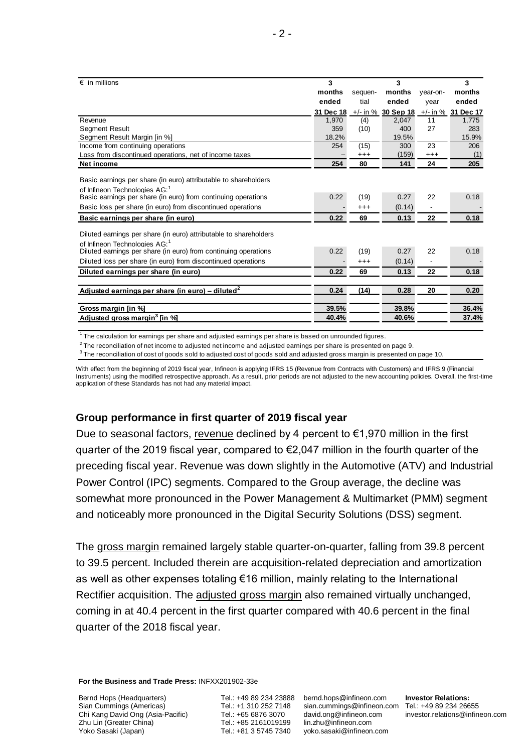| € in millions | 3 months ended 31 Dec 18 | sequential +/- in % | 3 months ended 30 Sep 18 | year-on-year +/- in % | 3 months ended 31 Dec 17 |
|---|---|---|---|---|---|
| Revenue | 1,970 | (4) | 2,047 | 11 | 1,775 |
| Segment Result | 359 | (10) | 400 | 27 | 283 |
| Segment Result Margin [in %] | 18.2% | | 19.5% | | 15.9% |
| Income from continuing operations | 254 | (15) | 300 | 23 | 206 |
| Loss from discontinued operations, net of income taxes | – | +++ | (159) | +++ | (1) |
| **Net income** | **254** | **80** | **141** | **24** | **205** |
| Basic earnings per share (in euro) attributable to shareholders of Infineon Technologies AG:[1] | | | | | |
| Basic earnings per share (in euro) from continuing operations | 0.22 | (19) | 0.27 | 22 | 0.18 |
| Basic loss per share (in euro) from discontinued operations | - | +++ | (0.14) | - | - |
| **Basic earnings per share (in euro)** | **0.22** | **69** | **0.13** | **22** | **0.18** |
| Diluted earnings per share (in euro) attributable to shareholders of Infineon Technologies AG:[1] | | | | | |
| Diluted earnings per share (in euro) from continuing operations | 0.22 | (19) | 0.27 | 22 | 0.18 |
| Diluted loss per share (in euro) from discontinued operations | - | +++ | (0.14) | - | - |
| **Diluted earnings per share (in euro)** | **0.22** | **69** | **0.13** | **22** | **0.18** |
| **Adjusted earnings per share (in euro) – diluted[2]** | **0.24** | **(14)** | **0.28** | **20** | **0.20** |
| **Gross margin [in %]** | **39.5%** | | **39.8%** | | **36.4%** |
| **Adjusted gross margin[3] [in %]** | **40.4%** | | **40.6%** | | **37.4%** |

[1] The calculation for earnings per share and adjusted earnings per share is based on unrounded figures.

[2] The reconciliation of net income to adjusted net income and adjusted earnings per share is presented on page 9.

[3] The reconciliation of cost of goods sold to adjusted cost of goods sold and adjusted gross margin is presented on page 10.

With effect from the beginning of 2019 fiscal year, Infineon is applying IFRS 15 (Revenue from Contracts with Customers) and IFRS 9 (Financial Instruments) using the modified retrospective approach. As a result, prior periods are not adjusted to the new accounting policies. Overall, the first-time application of these Standards has not had any material impact.

## Group performance in first quarter of 2019 fiscal year

Due to seasonal factors, revenue declined by 4 percent to €1,970 million in the first quarter of the 2019 fiscal year, compared to €2,047 million in the fourth quarter of the preceding fiscal year. Revenue was down slightly in the Automotive (ATV) and Industrial Power Control (IPC) segments. Compared to the Group average, the decline was somewhat more pronounced in the Power Management & Multimarket (PMM) segment and noticeably more pronounced in the Digital Security Solutions (DSS) segment.

The gross margin remained largely stable quarter-on-quarter, falling from 39.8 percent to 39.5 percent. Included therein are acquisition-related depreciation and amortization as well as other expenses totaling €16 million, mainly relating to the International Rectifier acquisition. The adjusted gross margin also remained virtually unchanged, coming in at 40.4 percent in the first quarter compared with 40.6 percent in the final quarter of the 2018 fiscal year.

**For the Business and Trade Press:** INFXX201902-33e

| | | | |
|---|---|---|---|
| Bernd Hops (Headquarters) | Tel.: +49 89 234 23888 | bernd.hops@infineon.com | **Investor Relations:** |
| Sian Cummings (Americas) | Tel.: +1 310 252 7148 | sian.cummings@infineon.com | Tel.: +49 89 234 26655 |
| Chi Kang David Ong (Asia-Pacific) | Tel.: +65 6876 3070 | david.ong@infineon.com | investor.relations@infineon.com |
| Zhu Lin (Greater China) | Tel.: +85 2161019199 | lin.zhu@infineon.com | |
| Yoko Sasaki (Japan) | Tel.: +81 3 5745 7340 | yoko.sasaki@infineon.com | |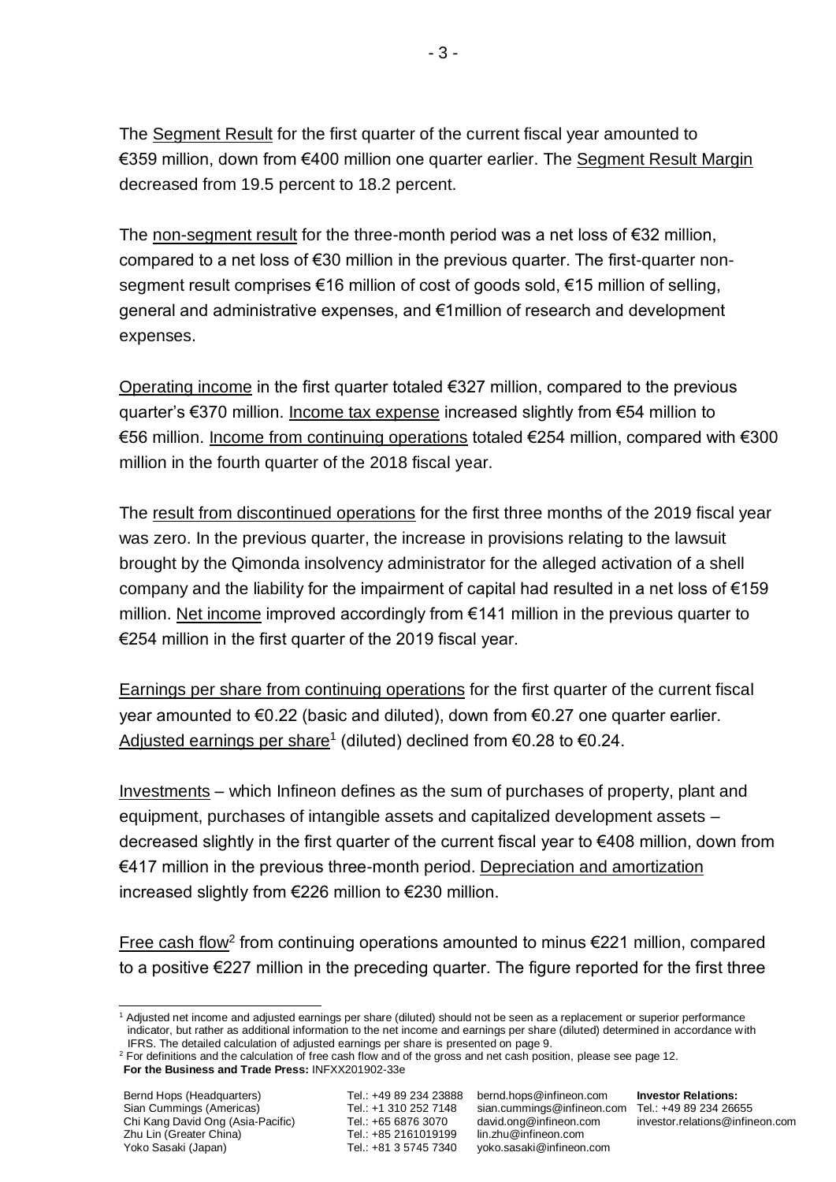The Segment Result for the first quarter of the current fiscal year amounted to €359 million, down from €400 million one quarter earlier. The Segment Result Margin decreased from 19.5 percent to 18.2 percent.

The non-segment result for the three-month period was a net loss of €32 million, compared to a net loss of €30 million in the previous quarter. The first-quarter non-segment result comprises €16 million of cost of goods sold, €15 million of selling, general and administrative expenses, and €1million of research and development expenses.

Operating income in the first quarter totaled €327 million, compared to the previous quarter's €370 million. Income tax expense increased slightly from €54 million to €56 million. Income from continuing operations totaled €254 million, compared with €300 million in the fourth quarter of the 2018 fiscal year.

The result from discontinued operations for the first three months of the 2019 fiscal year was zero. In the previous quarter, the increase in provisions relating to the lawsuit brought by the Qimonda insolvency administrator for the alleged activation of a shell company and the liability for the impairment of capital had resulted in a net loss of €159 million. Net income improved accordingly from €141 million in the previous quarter to €254 million in the first quarter of the 2019 fiscal year.

Earnings per share from continuing operations for the first quarter of the current fiscal year amounted to €0.22 (basic and diluted), down from €0.27 one quarter earlier. Adjusted earnings per share[1] (diluted) declined from €0.28 to €0.24.

Investments – which Infineon defines as the sum of purchases of property, plant and equipment, purchases of intangible assets and capitalized development assets – decreased slightly in the first quarter of the current fiscal year to €408 million, down from €417 million in the previous three-month period. Depreciation and amortization increased slightly from €226 million to €230 million.

Free cash flow[2] from continuing operations amounted to minus €221 million, compared to a positive €227 million in the preceding quarter. The figure reported for the first three

[1] Adjusted net income and adjusted earnings per share (diluted) should not be seen as a replacement or superior performance indicator, but rather as additional information to the net income and earnings per share (diluted) determined in accordance with IFRS. The detailed calculation of adjusted earnings per share is presented on page 9.

[2] For definitions and the calculation of free cash flow and of the gross and net cash position, please see page 12.

**For the Business and Trade Press:** INFXX201902-33e

| | | | |
|---|---|---|---|
| Bernd Hops (Headquarters) | Tel.: +49 89 234 23888 | bernd.hops@infineon.com | **Investor Relations:** |
| Sian Cummings (Americas) | Tel.: +1 310 252 7148 | sian.cummings@infineon.com | Tel.: +49 89 234 26655 |
| Chi Kang David Ong (Asia-Pacific) | Tel.: +65 6876 3070 | david.ong@infineon.com | investor.relations@infineon.com |
| Zhu Lin (Greater China) | Tel.: +85 2161019199 | lin.zhu@infineon.com | |
| Yoko Sasaki (Japan) | Tel.: +81 3 5745 7340 | yoko.sasaki@infineon.com | |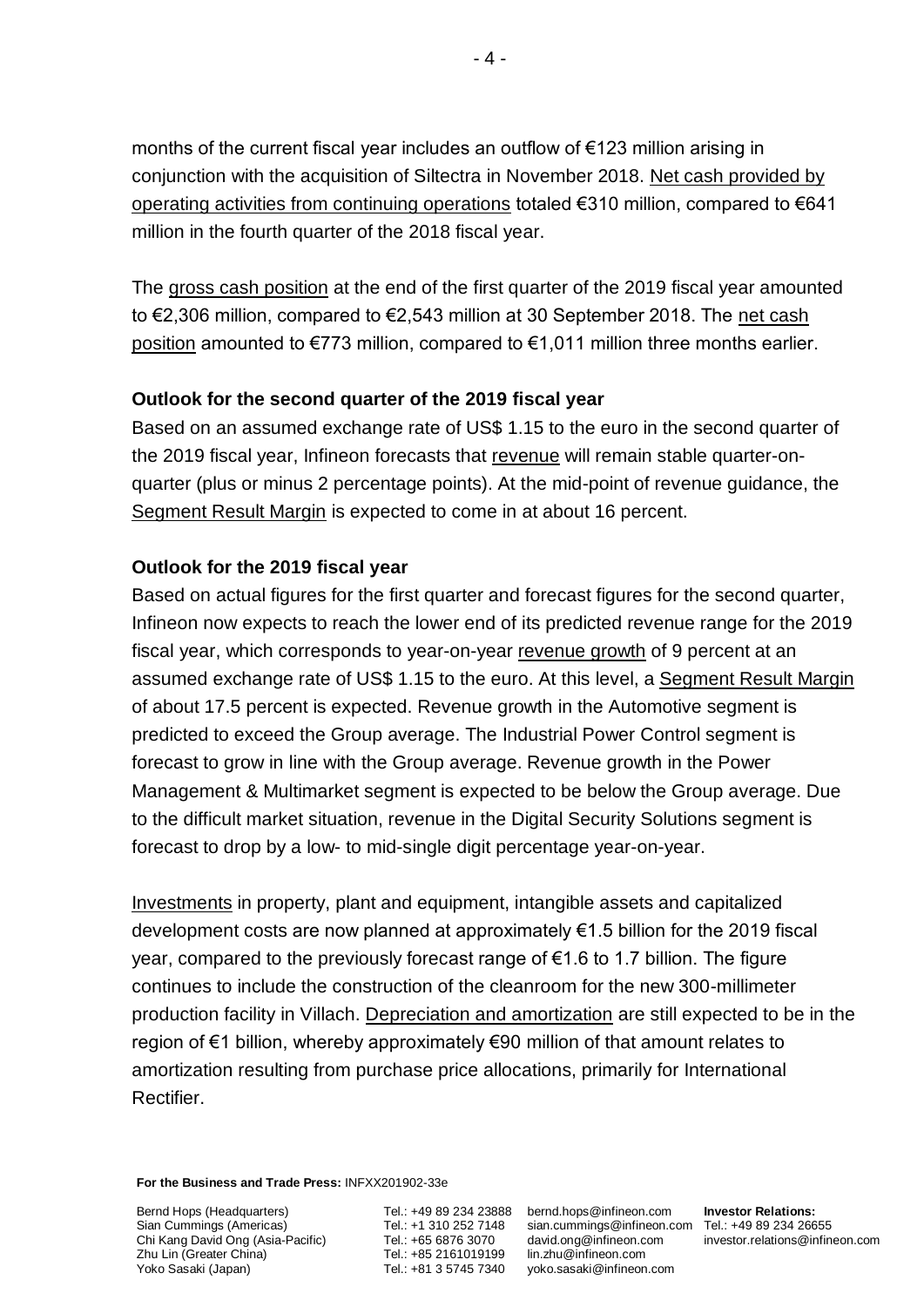months of the current fiscal year includes an outflow of €123 million arising in conjunction with the acquisition of Siltectra in November 2018. Net cash provided by operating activities from continuing operations totaled €310 million, compared to €641 million in the fourth quarter of the 2018 fiscal year.

The gross cash position at the end of the first quarter of the 2019 fiscal year amounted to €2,306 million, compared to €2,543 million at 30 September 2018. The net cash position amounted to €773 million, compared to €1,011 million three months earlier.

**Outlook for the second quarter of the 2019 fiscal year**

Based on an assumed exchange rate of US$ 1.15 to the euro in the second quarter of the 2019 fiscal year, Infineon forecasts that revenue will remain stable quarter-on-quarter (plus or minus 2 percentage points). At the mid-point of revenue guidance, the Segment Result Margin is expected to come in at about 16 percent.

**Outlook for the 2019 fiscal year**

Based on actual figures for the first quarter and forecast figures for the second quarter, Infineon now expects to reach the lower end of its predicted revenue range for the 2019 fiscal year, which corresponds to year-on-year revenue growth of 9 percent at an assumed exchange rate of US$ 1.15 to the euro. At this level, a Segment Result Margin of about 17.5 percent is expected. Revenue growth in the Automotive segment is predicted to exceed the Group average. The Industrial Power Control segment is forecast to grow in line with the Group average. Revenue growth in the Power Management & Multimarket segment is expected to be below the Group average. Due to the difficult market situation, revenue in the Digital Security Solutions segment is forecast to drop by a low- to mid-single digit percentage year-on-year.

Investments in property, plant and equipment, intangible assets and capitalized development costs are now planned at approximately €1.5 billion for the 2019 fiscal year, compared to the previously forecast range of €1.6 to 1.7 billion. The figure continues to include the construction of the cleanroom for the new 300-millimeter production facility in Villach. Depreciation and amortization are still expected to be in the region of €1 billion, whereby approximately €90 million of that amount relates to amortization resulting from purchase price allocations, primarily for International Rectifier.

**For the Business and Trade Press:** INFXX201902-33e

| | | | |
|---|---|---|---|
| Bernd Hops (Headquarters) | Tel.: +49 89 234 23888 | bernd.hops@infineon.com | **Investor Relations:** |
| Sian Cummings (Americas) | Tel.: +1 310 252 7148 | sian.cummings@infineon.com | Tel.: +49 89 234 26655 |
| Chi Kang David Ong (Asia-Pacific) | Tel.: +65 6876 3070 | david.ong@infineon.com | investor.relations@infineon.com |
| Zhu Lin (Greater China) | Tel.: +85 2161019199 | lin.zhu@infineon.com | |
| Yoko Sasaki (Japan) | Tel.: +81 3 5745 7340 | yoko.sasaki@infineon.com | |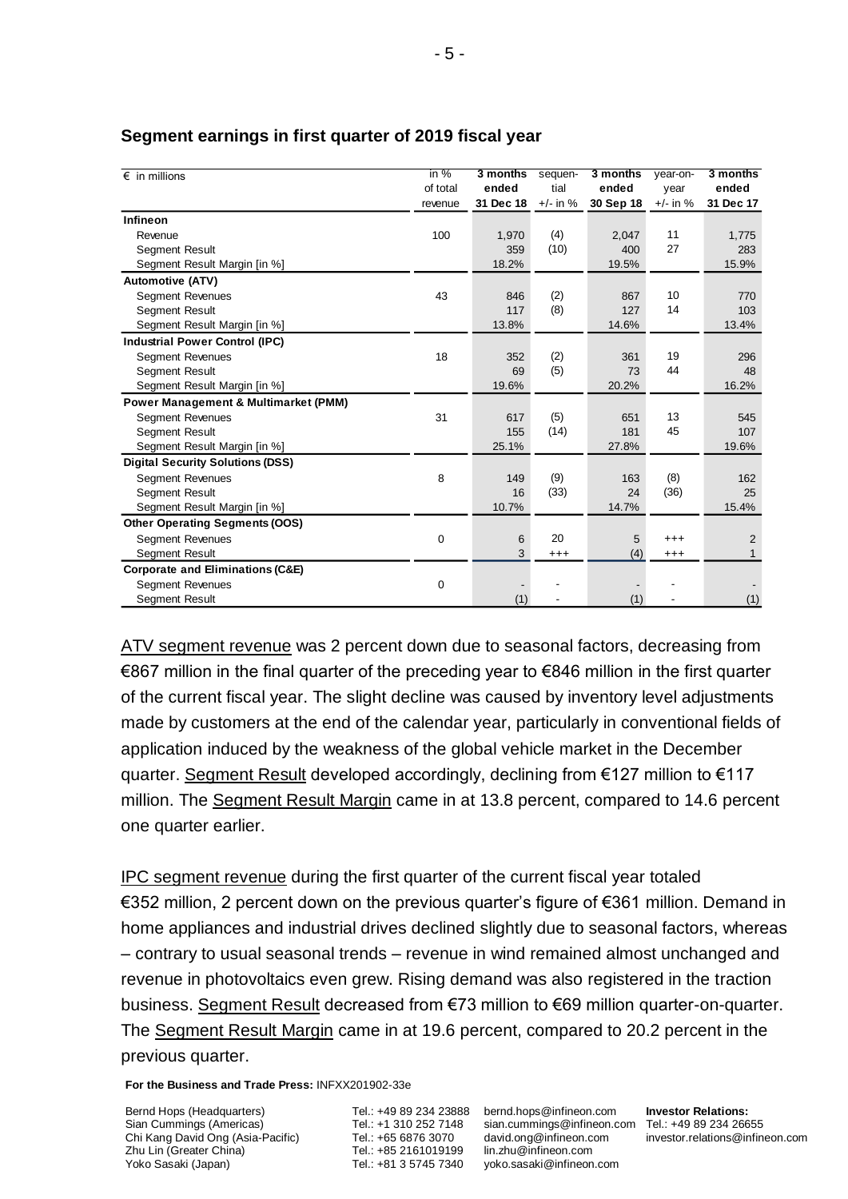## Segment earnings in first quarter of 2019 fiscal year

| € in millions | in % of total revenue | 3 months ended 31 Dec 18 | sequen-tial +/- in % | 3 months ended 30 Sep 18 | year-on-year +/- in % | 3 months ended 31 Dec 17 |
|---|---|---|---|---|---|---|
| **Infineon** | | | | | | |
| Revenue | 100 | 1,970 | (4) | 2,047 | 11 | 1,775 |
| Segment Result | | 359 | (10) | 400 | 27 | 283 |
| Segment Result Margin [in %] | | 18.2% | | 19.5% | | 15.9% |
| **Automotive (ATV)** | | | | | | |
| Segment Revenues | 43 | 846 | (2) | 867 | 10 | 770 |
| Segment Result | | 117 | (8) | 127 | 14 | 103 |
| Segment Result Margin [in %] | | 13.8% | | 14.6% | | 13.4% |
| **Industrial Power Control (IPC)** | | | | | | |
| Segment Revenues | 18 | 352 | (2) | 361 | 19 | 296 |
| Segment Result | | 69 | (5) | 73 | 44 | 48 |
| Segment Result Margin [in %] | | 19.6% | | 20.2% | | 16.2% |
| **Power Management & Multimarket (PMM)** | | | | | | |
| Segment Revenues | 31 | 617 | (5) | 651 | 13 | 545 |
| Segment Result | | 155 | (14) | 181 | 45 | 107 |
| Segment Result Margin [in %] | | 25.1% | | 27.8% | | 19.6% |
| **Digital Security Solutions (DSS)** | | | | | | |
| Segment Revenues | 8 | 149 | (9) | 163 | (8) | 162 |
| Segment Result | | 16 | (33) | 24 | (36) | 25 |
| Segment Result Margin [in %] | | 10.7% | | 14.7% | | 15.4% |
| **Other Operating Segments (OOS)** | | | | | | |
| Segment Revenues | 0 | 6 | 20 | 5 | +++ | 2 |
| Segment Result | | 3 | +++ | (4) | +++ | 1 |
| **Corporate and Eliminations (C&E)** | | | | | | |
| Segment Revenues | 0 | - | - | - | - | - |
| Segment Result | | (1) | - | (1) | - | (1) |

ATV segment revenue was 2 percent down due to seasonal factors, decreasing from €867 million in the final quarter of the preceding year to €846 million in the first quarter of the current fiscal year. The slight decline was caused by inventory level adjustments made by customers at the end of the calendar year, particularly in conventional fields of application induced by the weakness of the global vehicle market in the December quarter. Segment Result developed accordingly, declining from €127 million to €117 million. The Segment Result Margin came in at 13.8 percent, compared to 14.6 percent one quarter earlier.

IPC segment revenue during the first quarter of the current fiscal year totaled €352 million, 2 percent down on the previous quarter's figure of €361 million. Demand in home appliances and industrial drives declined slightly due to seasonal factors, whereas – contrary to usual seasonal trends – revenue in wind remained almost unchanged and revenue in photovoltaics even grew. Rising demand was also registered in the traction business. Segment Result decreased from €73 million to €69 million quarter-on-quarter. The Segment Result Margin came in at 19.6 percent, compared to 20.2 percent in the previous quarter.

**For the Business and Trade Press:** INFXX201902-33e

| | | | |
|---|---|---|---|
| Bernd Hops (Headquarters) | Tel.: +49 89 234 23888 | bernd.hops@infineon.com | **Investor Relations:** |
| Sian Cummings (Americas) | Tel.: +1 310 252 7148 | sian.cummings@infineon.com | Tel.: +49 89 234 26655 |
| Chi Kang David Ong (Asia-Pacific) | Tel.: +65 6876 3070 | david.ong@infineon.com | investor.relations@infineon.com |
| Zhu Lin (Greater China) | Tel.: +85 2161019199 | lin.zhu@infineon.com | |
| Yoko Sasaki (Japan) | Tel.: +81 3 5745 7340 | yoko.sasaki@infineon.com | |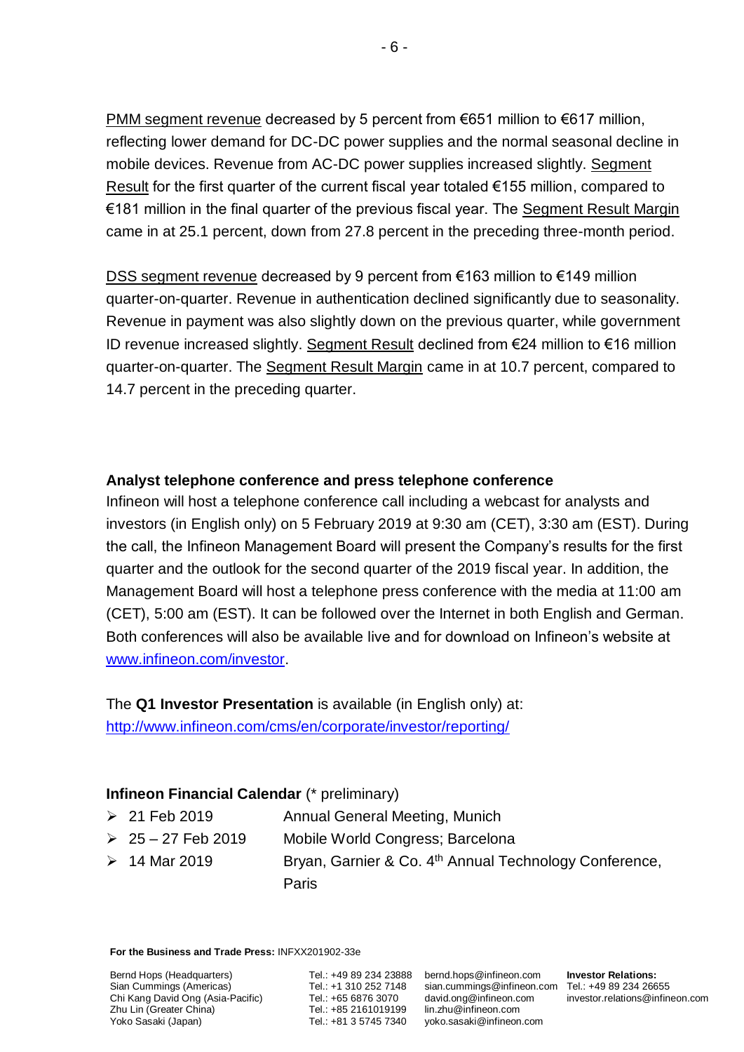PMM segment revenue decreased by 5 percent from €651 million to €617 million, reflecting lower demand for DC-DC power supplies and the normal seasonal decline in mobile devices. Revenue from AC-DC power supplies increased slightly. Segment Result for the first quarter of the current fiscal year totaled €155 million, compared to €181 million in the final quarter of the previous fiscal year. The Segment Result Margin came in at 25.1 percent, down from 27.8 percent in the preceding three-month period.

DSS segment revenue decreased by 9 percent from €163 million to €149 million quarter-on-quarter. Revenue in authentication declined significantly due to seasonality. Revenue in payment was also slightly down on the previous quarter, while government ID revenue increased slightly. Segment Result declined from €24 million to €16 million quarter-on-quarter. The Segment Result Margin came in at 10.7 percent, compared to 14.7 percent in the preceding quarter.

**Analyst telephone conference and press telephone conference**

Infineon will host a telephone conference call including a webcast for analysts and investors (in English only) on 5 February 2019 at 9:30 am (CET), 3:30 am (EST). During the call, the Infineon Management Board will present the Company's results for the first quarter and the outlook for the second quarter of the 2019 fiscal year. In addition, the Management Board will host a telephone press conference with the media at 11:00 am (CET), 5:00 am (EST). It can be followed over the Internet in both English and German. Both conferences will also be available live and for download on Infineon's website at www.infineon.com/investor.

The **Q1 Investor Presentation** is available (in English only) at: http://www.infineon.com/cms/en/corporate/investor/reporting/

**Infineon Financial Calendar** (* preliminary)

- 21 Feb 2019 — Annual General Meeting, Munich
- 25 – 27 Feb 2019 — Mobile World Congress; Barcelona
- 14 Mar 2019 — Bryan, Garnier & Co. 4th Annual Technology Conference, Paris

**For the Business and Trade Press:** INFXX201902-33e

| | | | |
|---|---|---|---|
| Bernd Hops (Headquarters) | Tel.: +49 89 234 23888 | bernd.hops@infineon.com | **Investor Relations:** |
| Sian Cummings (Americas) | Tel.: +1 310 252 7148 | sian.cummings@infineon.com | Tel.: +49 89 234 26655 |
| Chi Kang David Ong (Asia-Pacific) | Tel.: +65 6876 3070 | david.ong@infineon.com | investor.relations@infineon.com |
| Zhu Lin (Greater China) | Tel.: +85 2161019199 | lin.zhu@infineon.com | |
| Yoko Sasaki (Japan) | Tel.: +81 3 5745 7340 | yoko.sasaki@infineon.com | |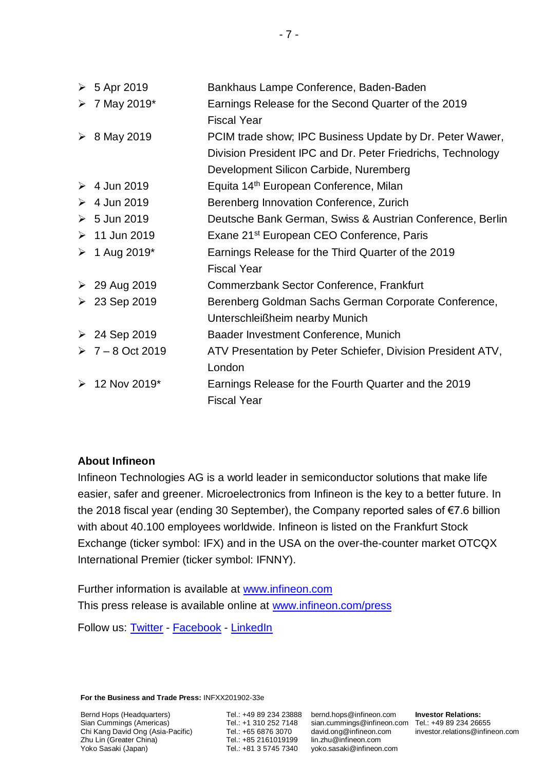- 5 Apr 2019 — Bankhaus Lampe Conference, Baden-Baden
- 7 May 2019* — Earnings Release for the Second Quarter of the 2019 Fiscal Year
- 8 May 2019 — PCIM trade show; IPC Business Update by Dr. Peter Wawer, Division President IPC and Dr. Peter Friedrichs, Technology Development Silicon Carbide, Nuremberg
- 4 Jun 2019 — Equita 14th European Conference, Milan
- 4 Jun 2019 — Berenberg Innovation Conference, Zurich
- 5 Jun 2019 — Deutsche Bank German, Swiss & Austrian Conference, Berlin
- 11 Jun 2019 — Exane 21st European CEO Conference, Paris
- 1 Aug 2019* — Earnings Release for the Third Quarter of the 2019 Fiscal Year
- 29 Aug 2019 — Commerzbank Sector Conference, Frankfurt
- 23 Sep 2019 — Berenberg Goldman Sachs German Corporate Conference, Unterschleißheim nearby Munich
- 24 Sep 2019 — Baader Investment Conference, Munich
- 7 – 8 Oct 2019 — ATV Presentation by Peter Schiefer, Division President ATV, London
- 12 Nov 2019* — Earnings Release for the Fourth Quarter and the 2019 Fiscal Year

**About Infineon**

Infineon Technologies AG is a world leader in semiconductor solutions that make life easier, safer and greener. Microelectronics from Infineon is the key to a better future. In the 2018 fiscal year (ending 30 September), the Company reported sales of €7.6 billion with about 40.100 employees worldwide. Infineon is listed on the Frankfurt Stock Exchange (ticker symbol: IFX) and in the USA on the over-the-counter market OTCQX International Premier (ticker symbol: IFNNY).

Further information is available at www.infineon.com

This press release is available online at www.infineon.com/press

Follow us: Twitter - Facebook - LinkedIn

**For the Business and Trade Press:** INFXX201902-33e

| | | | |
|---|---|---|---|
| Bernd Hops (Headquarters) | Tel.: +49 89 234 23888 | bernd.hops@infineon.com | **Investor Relations:** |
| Sian Cummings (Americas) | Tel.: +1 310 252 7148 | sian.cummings@infineon.com | Tel.: +49 89 234 26655 |
| Chi Kang David Ong (Asia-Pacific) | Tel.: +65 6876 3070 | david.ong@infineon.com | investor.relations@infineon.com |
| Zhu Lin (Greater China) | Tel.: +85 2161019199 | lin.zhu@infineon.com | |
| Yoko Sasaki (Japan) | Tel.: +81 3 5745 7340 | yoko.sasaki@infineon.com | |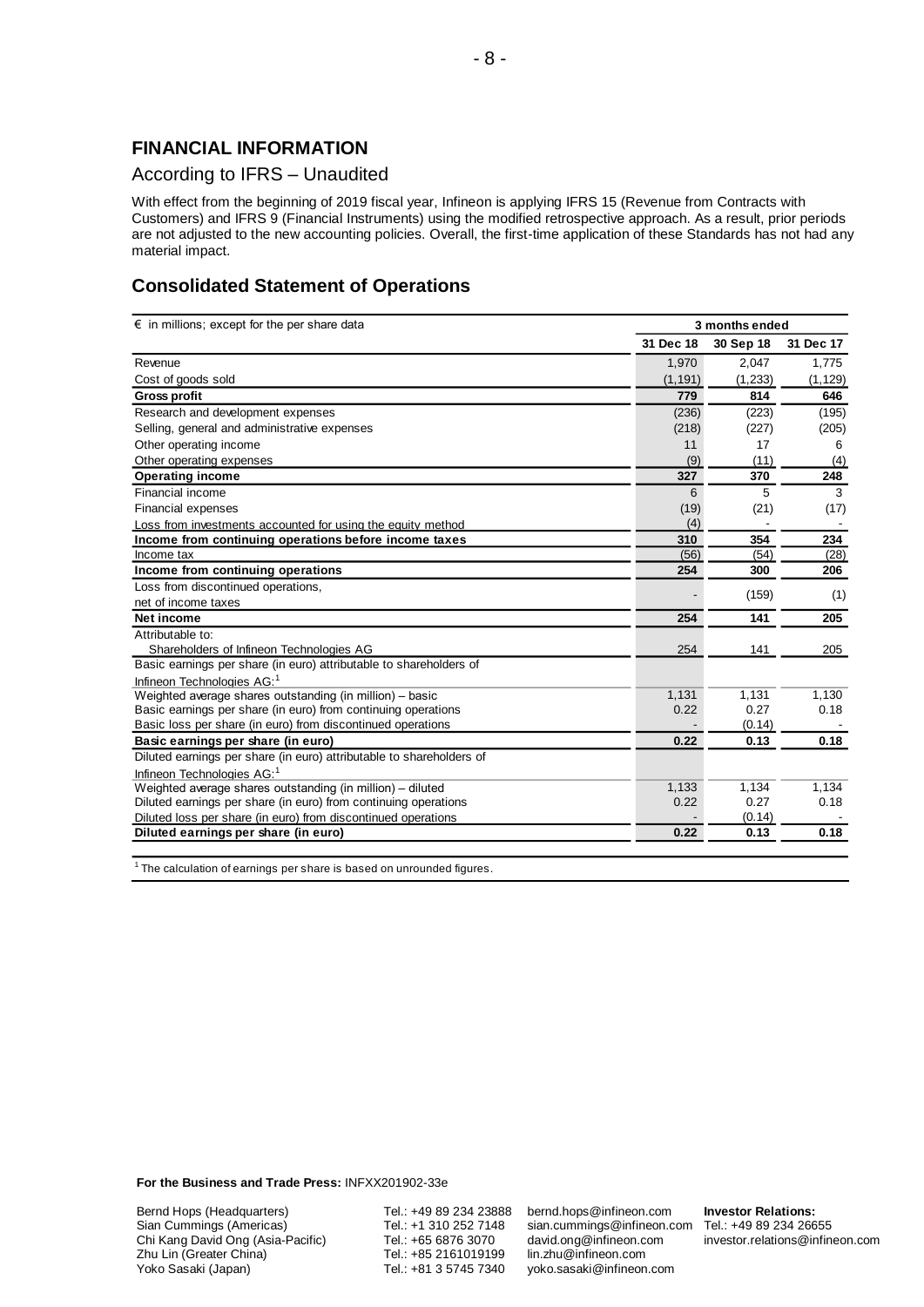## FINANCIAL INFORMATION

According to IFRS – Unaudited

With effect from the beginning of 2019 fiscal year, Infineon is applying IFRS 15 (Revenue from Contracts with Customers) and IFRS 9 (Financial Instruments) using the modified retrospective approach. As a result, prior periods are not adjusted to the new accounting policies. Overall, the first-time application of these Standards has not had any material impact.

## Consolidated Statement of Operations

| € in millions; except for the per share data | 3 months ended | | |
|---|---|---|---|
| | 31 Dec 18 | 30 Sep 18 | 31 Dec 17 |
| Revenue | 1,970 | 2,047 | 1,775 |
| Cost of goods sold | (1,191) | (1,233) | (1,129) |
| **Gross profit** | **779** | **814** | **646** |
| Research and development expenses | (236) | (223) | (195) |
| Selling, general and administrative expenses | (218) | (227) | (205) |
| Other operating income | 11 | 17 | 6 |
| Other operating expenses | (9) | (11) | (4) |
| **Operating income** | **327** | **370** | **248** |
| Financial income | 6 | 5 | 3 |
| Financial expenses | (19) | (21) | (17) |
| Loss from investments accounted for using the equity method | (4) | - | - |
| **Income from continuing operations before income taxes** | **310** | **354** | **234** |
| Income tax | (56) | (54) | (28) |
| **Income from continuing operations** | **254** | **300** | **206** |
| Loss from discontinued operations, net of income taxes | - | (159) | (1) |
| **Net income** | **254** | **141** | **205** |
| Attributable to: | | | |
| Shareholders of Infineon Technologies AG | 254 | 141 | 205 |
| Basic earnings per share (in euro) attributable to shareholders of Infineon Technologies AG:[1] | | | |
| Weighted average shares outstanding (in million) – basic | 1,131 | 1,131 | 1,130 |
| Basic earnings per share (in euro) from continuing operations | 0.22 | 0.27 | 0.18 |
| Basic loss per share (in euro) from discontinued operations | - | (0.14) | - |
| **Basic earnings per share (in euro)** | **0.22** | **0.13** | **0.18** |
| Diluted earnings per share (in euro) attributable to shareholders of Infineon Technologies AG:[1] | | | |
| Weighted average shares outstanding (in million) – diluted | 1,133 | 1,134 | 1,134 |
| Diluted earnings per share (in euro) from continuing operations | 0.22 | 0.27 | 0.18 |
| Diluted loss per share (in euro) from discontinued operations | - | (0.14) | - |
| **Diluted earnings per share (in euro)** | **0.22** | **0.13** | **0.18** |

[1] The calculation of earnings per share is based on unrounded figures.

**For the Business and Trade Press:** INFXX201902-33e

| | | |
|---|---|---|
| Bernd Hops (Headquarters) | Tel.: +49 89 234 23888 | bernd.hops@infineon.com |
| Sian Cummings (Americas) | Tel.: +1 310 252 7148 | sian.cummings@infineon.com |
| Chi Kang David Ong (Asia-Pacific) | Tel.: +65 6876 3070 | david.ong@infineon.com |
| Zhu Lin (Greater China) | Tel.: +85 2161019199 | lin.zhu@infineon.com |
| Yoko Sasaki (Japan) | Tel.: +81 3 5745 7340 | yoko.sasaki@infineon.com |

**Investor Relations:**
Tel.: +49 89 234 26655
investor.relations@infineon.com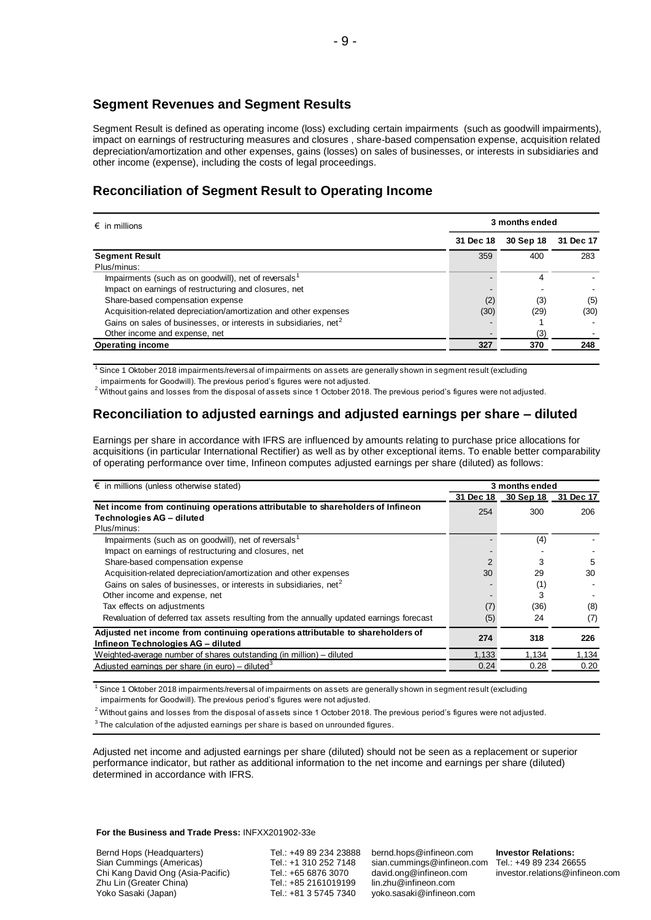## Segment Revenues and Segment Results

Segment Result is defined as operating income (loss) excluding certain impairments (such as goodwill impairments), impact on earnings of restructuring measures and closures , share-based compensation expense, acquisition related depreciation/amortization and other expenses, gains (losses) on sales of businesses, or interests in subsidiaries and other income (expense), including the costs of legal proceedings.

## Reconciliation of Segment Result to Operating Income

| € in millions | 3 months ended | | |
|---|---|---|---|
| | 31 Dec 18 | 30 Sep 18 | 31 Dec 17 |
| **Segment Result** | 359 | 400 | 283 |
| Plus/minus: | | | |
| Impairments (such as on goodwill), net of reversals[1] | - | 4 | - |
| Impact on earnings of restructuring and closures, net | - | - | - |
| Share-based compensation expense | (2) | (3) | (5) |
| Acquisition-related depreciation/amortization and other expenses | (30) | (29) | (30) |
| Gains on sales of businesses, or interests in subsidiaries, net[2] | - | 1 | - |
| Other income and expense, net | - | (3) | - |
| **Operating income** | **327** | **370** | **248** |

[1] Since 1 Oktober 2018 impairments/reversal of impairments on assets are generally shown in segment result (excluding impairments for Goodwill). The previous period's figures were not adjusted.

[2] Without gains and losses from the disposal of assets since 1 October 2018. The previous period's figures were not adjusted.

## Reconciliation to adjusted earnings and adjusted earnings per share – diluted

Earnings per share in accordance with IFRS are influenced by amounts relating to purchase price allocations for acquisitions (in particular International Rectifier) as well as by other exceptional items. To enable better comparability of operating performance over time, Infineon computes adjusted earnings per share (diluted) as follows:

| € in millions (unless otherwise stated) | 3 months ended | | |
|---|---|---|---|
| | 31 Dec 18 | 30 Sep 18 | 31 Dec 17 |
| **Net income from continuing operations attributable to shareholders of Infineon Technologies AG – diluted** | 254 | 300 | 206 |
| Plus/minus: | | | |
| Impairments (such as on goodwill), net of reversals[1] | - | (4) | - |
| Impact on earnings of restructuring and closures, net | - | - | - |
| Share-based compensation expense | 2 | 3 | 5 |
| Acquisition-related depreciation/amortization and other expenses | 30 | 29 | 30 |
| Gains on sales of businesses, or interests in subsidiaries, net[2] | - | (1) | - |
| Other income and expense, net | - | 3 | - |
| Tax effects on adjustments | (7) | (36) | (8) |
| Revaluation of deferred tax assets resulting from the annually updated earnings forecast | (5) | 24 | (7) |
| **Adjusted net income from continuing operations attributable to shareholders of Infineon Technologies AG – diluted** | **274** | **318** | **226** |
| Weighted-average number of shares outstanding (in million) – diluted | 1,133 | 1,134 | 1,134 |
| Adjusted earnings per share (in euro) – diluted[3] | 0.24 | 0.28 | 0.20 |

[1] Since 1 Oktober 2018 impairments/reversal of impairments on assets are generally shown in segment result (excluding impairments for Goodwill). The previous period's figures were not adjusted.

[2] Without gains and losses from the disposal of assets since 1 October 2018. The previous period's figures were not adjusted.

[3] The calculation of the adjusted earnings per share is based on unrounded figures.

Adjusted net income and adjusted earnings per share (diluted) should not be seen as a replacement or superior performance indicator, but rather as additional information to the net income and earnings per share (diluted) determined in accordance with IFRS.

**For the Business and Trade Press:** INFXX201902-33e

| | | | |
|---|---|---|---|
| Bernd Hops (Headquarters) | Tel.: +49 89 234 23888 | bernd.hops@infineon.com | **Investor Relations:** |
| Sian Cummings (Americas) | Tel.: +1 310 252 7148 | sian.cummings@infineon.com | Tel.: +49 89 234 26655 |
| Chi Kang David Ong (Asia-Pacific) | Tel.: +65 6876 3070 | david.ong@infineon.com | investor.relations@infineon.com |
| Zhu Lin (Greater China) | Tel.: +85 2161019199 | lin.zhu@infineon.com | |
| Yoko Sasaki (Japan) | Tel.: +81 3 5745 7340 | yoko.sasaki@infineon.com | |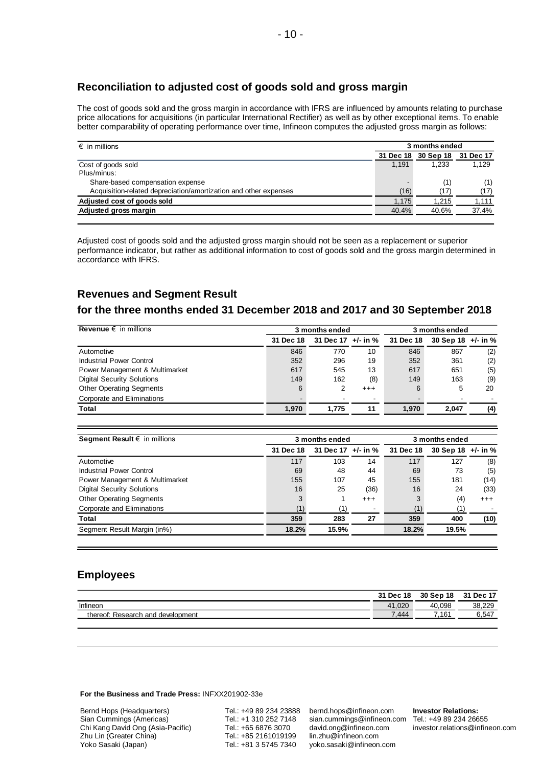## Reconciliation to adjusted cost of goods sold and gross margin

The cost of goods sold and the gross margin in accordance with IFRS are influenced by amounts relating to purchase price allocations for acquisitions (in particular International Rectifier) as well as by other exceptional items. To enable better comparability of operating performance over time, Infineon computes the adjusted gross margin as follows:

| € in millions | 3 months ended | | |
|---|---|---|---|
| | 31 Dec 18 | 30 Sep 18 | 31 Dec 17 |
| Cost of goods sold | 1,191 | 1,233 | 1,129 |
| Plus/minus: | | | |
| Share-based compensation expense | - | (1) | (1) |
| Acquisition-related depreciation/amortization and other expenses | (16) | (17) | (17) |
| **Adjusted cost of goods sold** | 1,175 | 1,215 | 1,111 |
| **Adjusted gross margin** | 40.4% | 40.6% | 37.4% |

Adjusted cost of goods sold and the adjusted gross margin should not be seen as a replacement or superior performance indicator, but rather as additional information to cost of goods sold and the gross margin determined in accordance with IFRS.

## Revenues and Segment Result

## for the three months ended 31 December 2018 and 2017 and 30 September 2018

| **Revenue** € in millions | 3 months ended | | | 3 months ended | | |
|---|---|---|---|---|---|---|
| | 31 Dec 18 | 31 Dec 17 | +/- in % | 31 Dec 18 | 30 Sep 18 | +/- in % |
| Automotive | 846 | 770 | 10 | 846 | 867 | (2) |
| Industrial Power Control | 352 | 296 | 19 | 352 | 361 | (2) |
| Power Management & Multimarket | 617 | 545 | 13 | 617 | 651 | (5) |
| Digital Security Solutions | 149 | 162 | (8) | 149 | 163 | (9) |
| Other Operating Segments | 6 | 2 | +++ | 6 | 5 | 20 |
| Corporate and Eliminations | - | - | - | - | - | - |
| **Total** | **1,970** | **1,775** | **11** | **1,970** | **2,047** | **(4)** |

| **Segment Result** € in millions | 3 months ended | | | 3 months ended | | |
|---|---|---|---|---|---|---|
| | 31 Dec 18 | 31 Dec 17 | +/- in % | 31 Dec 18 | 30 Sep 18 | +/- in % |
| Automotive | 117 | 103 | 14 | 117 | 127 | (8) |
| Industrial Power Control | 69 | 48 | 44 | 69 | 73 | (5) |
| Power Management & Multimarket | 155 | 107 | 45 | 155 | 181 | (14) |
| Digital Security Solutions | 16 | 25 | (36) | 16 | 24 | (33) |
| Other Operating Segments | 3 | 1 | +++ | 3 | (4) | +++ |
| Corporate and Eliminations | (1) | (1) | - | (1) | (1) | - |
| **Total** | **359** | **283** | **27** | **359** | **400** | **(10)** |
| Segment Result Margin (in%) | **18.2%** | **15.9%** | | **18.2%** | **19.5%** | |

## Employees

| | 31 Dec 18 | 30 Sep 18 | 31 Dec 17 |
|---|---|---|---|
| Infineon | 41,020 | 40,098 | 38,229 |
| thereof: Research and development | 7,444 | 7,161 | 6,547 |

**For the Business and Trade Press:** INFXX201902-33e

| | | | |
|---|---|---|---|
| Bernd Hops (Headquarters) | Tel.: +49 89 234 23888 | bernd.hops@infineon.com | **Investor Relations:** |
| Sian Cummings (Americas) | Tel.: +1 310 252 7148 | sian.cummings@infineon.com | Tel.: +49 89 234 26655 |
| Chi Kang David Ong (Asia-Pacific) | Tel.: +65 6876 3070 | david.ong@infineon.com | investor.relations@infineon.com |
| Zhu Lin (Greater China) | Tel.: +85 2161019199 | lin.zhu@infineon.com | |
| Yoko Sasaki (Japan) | Tel.: +81 3 5745 7340 | yoko.sasaki@infineon.com | |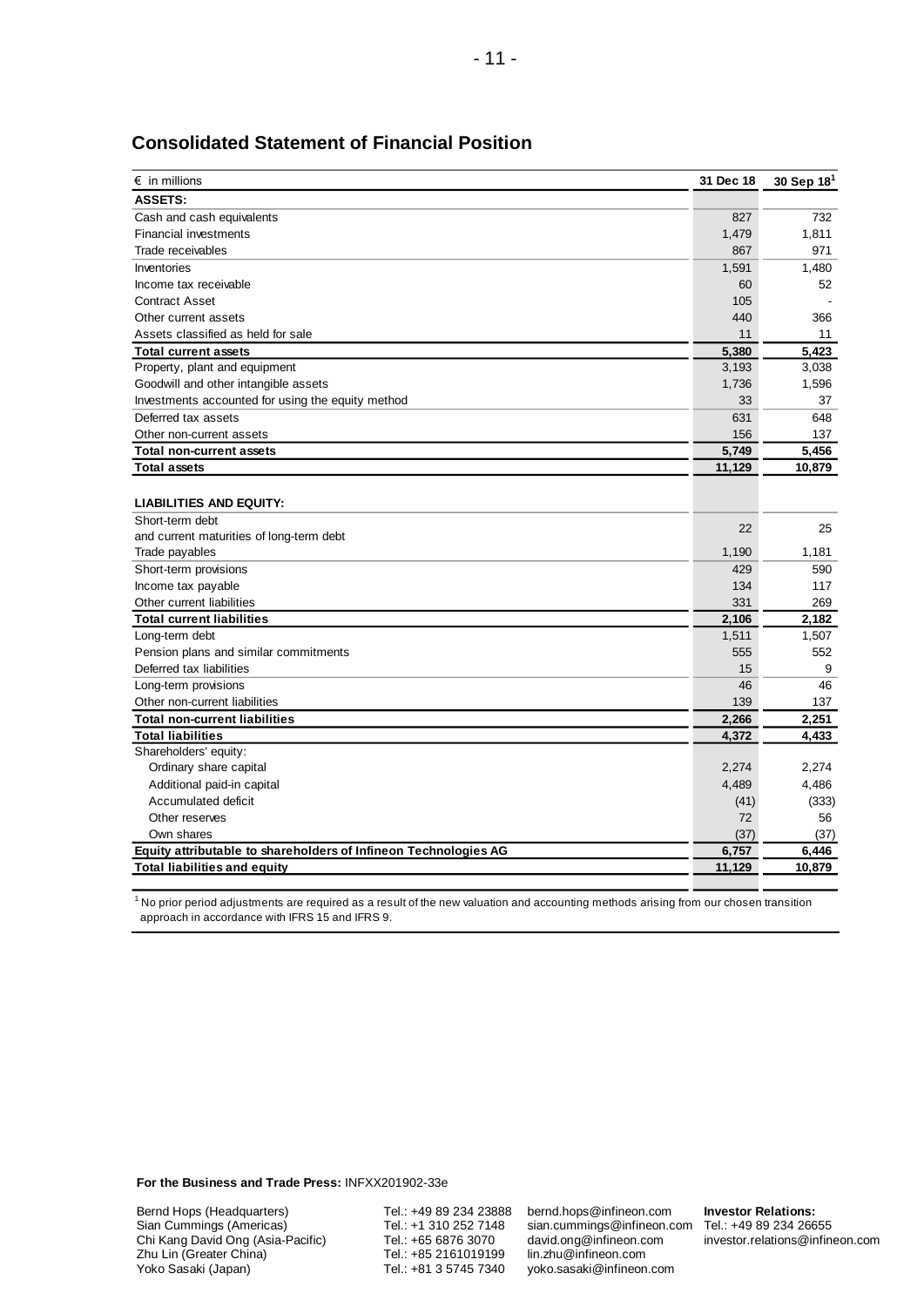## Consolidated Statement of Financial Position

| € in millions | 31 Dec 18 | 30 Sep 18[1] |
|---|---|---|
| **ASSETS:** | | |
| Cash and cash equivalents | 827 | 732 |
| Financial investments | 1,479 | 1,811 |
| Trade receivables | 867 | 971 |
| Inventories | 1,591 | 1,480 |
| Income tax receivable | 60 | 52 |
| Contract Asset | 105 | - |
| Other current assets | 440 | 366 |
| Assets classified as held for sale | 11 | 11 |
| **Total current assets** | **5,380** | **5,423** |
| Property, plant and equipment | 3,193 | 3,038 |
| Goodwill and other intangible assets | 1,736 | 1,596 |
| Investments accounted for using the equity method | 33 | 37 |
| Deferred tax assets | 631 | 648 |
| Other non-current assets | 156 | 137 |
| **Total non-current assets** | **5,749** | **5,456** |
| **Total assets** | **11,129** | **10,879** |
| | | |
| **LIABILITIES AND EQUITY:** | | |
| Short-term debt and current maturities of long-term debt | 22 | 25 |
| Trade payables | 1,190 | 1,181 |
| Short-term provisions | 429 | 590 |
| Income tax payable | 134 | 117 |
| Other current liabilities | 331 | 269 |
| **Total current liabilities** | **2,106** | **2,182** |
| Long-term debt | 1,511 | 1,507 |
| Pension plans and similar commitments | 555 | 552 |
| Deferred tax liabilities | 15 | 9 |
| Long-term provisions | 46 | 46 |
| Other non-current liabilities | 139 | 137 |
| **Total non-current liabilities** | **2,266** | **2,251** |
| **Total liabilities** | **4,372** | **4,433** |
| Shareholders' equity: | | |
| Ordinary share capital | 2,274 | 2,274 |
| Additional paid-in capital | 4,489 | 4,486 |
| Accumulated deficit | (41) | (333) |
| Other reserves | 72 | 56 |
| Own shares | (37) | (37) |
| **Equity attributable to shareholders of Infineon Technologies AG** | **6,757** | **6,446** |
| **Total liabilities and equity** | **11,129** | **10,879** |

[1] No prior period adjustments are required as a result of the new valuation and accounting methods arising from our chosen transition approach in accordance with IFRS 15 and IFRS 9.

**For the Business and Trade Press:** INFXX201902-33e

| | | |
|---|---|---|
| Bernd Hops (Headquarters) | Tel.: +49 89 234 23888 | bernd.hops@infineon.com |
| Sian Cummings (Americas) | Tel.: +1 310 252 7148 | sian.cummings@infineon.com |
| Chi Kang David Ong (Asia-Pacific) | Tel.: +65 6876 3070 | david.ong@infineon.com |
| Zhu Lin (Greater China) | Tel.: +85 2161019199 | lin.zhu@infineon.com |
| Yoko Sasaki (Japan) | Tel.: +81 3 5745 7340 | yoko.sasaki@infineon.com |

**Investor Relations:**
Tel.: +49 89 234 26655
investor.relations@infineon.com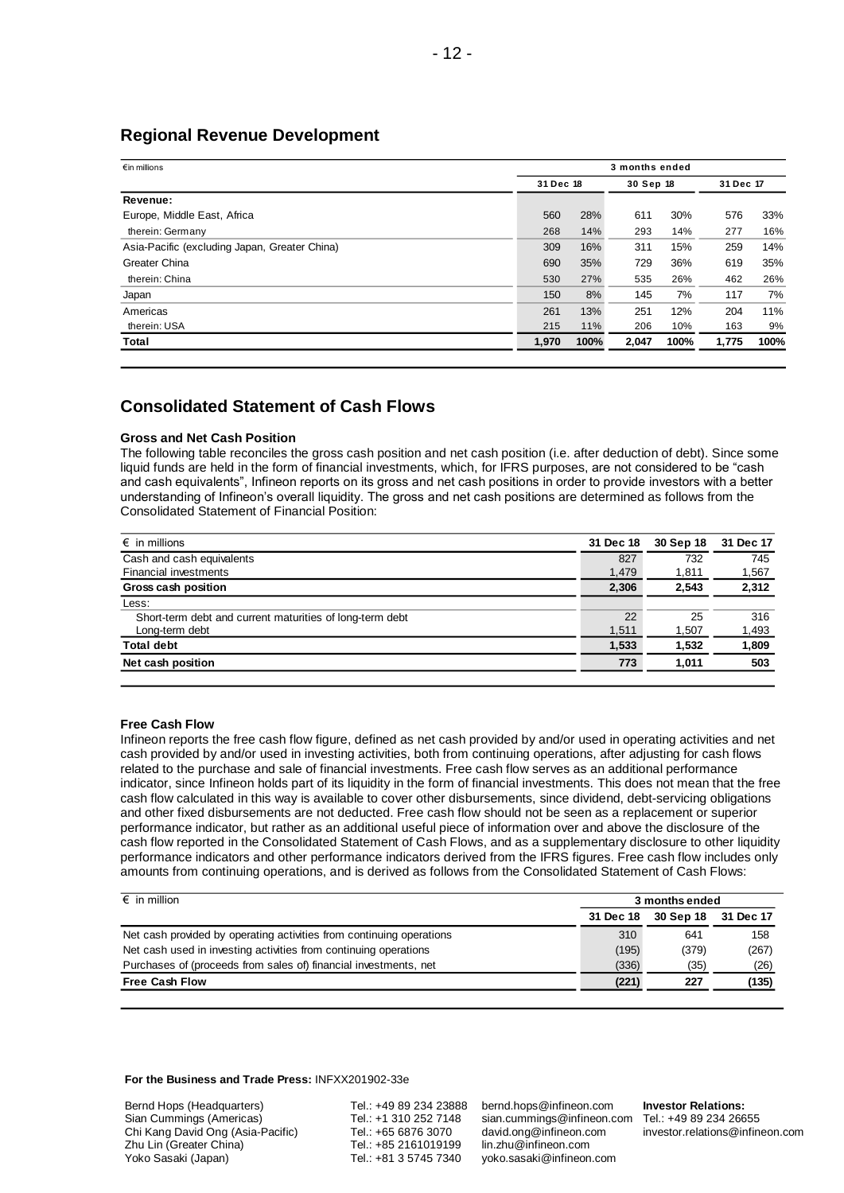## Regional Revenue Development

| €in millions | 3 months ended | | | | | |
|---|---|---|---|---|---|---|
| | 31 Dec 18 | | 30 Sep 18 | | 31 Dec 17 | |
| **Revenue:** | | | | | | |
| Europe, Middle East, Africa | 560 | 28% | 611 | 30% | 576 | 33% |
| therein: Germany | 268 | 14% | 293 | 14% | 277 | 16% |
| Asia-Pacific (excluding Japan, Greater China) | 309 | 16% | 311 | 15% | 259 | 14% |
| Greater China | 690 | 35% | 729 | 36% | 619 | 35% |
| therein: China | 530 | 27% | 535 | 26% | 462 | 26% |
| Japan | 150 | 8% | 145 | 7% | 117 | 7% |
| Americas | 261 | 13% | 251 | 12% | 204 | 11% |
| therein: USA | 215 | 11% | 206 | 10% | 163 | 9% |
| **Total** | **1,970** | **100%** | **2,047** | **100%** | **1,775** | **100%** |

## Consolidated Statement of Cash Flows

### Gross and Net Cash Position

The following table reconciles the gross cash position and net cash position (i.e. after deduction of debt). Since some liquid funds are held in the form of financial investments, which, for IFRS purposes, are not considered to be "cash and cash equivalents", Infineon reports on its gross and net cash positions in order to provide investors with a better understanding of Infineon's overall liquidity. The gross and net cash positions are determined as follows from the Consolidated Statement of Financial Position:

| € in millions | 31 Dec 18 | 30 Sep 18 | 31 Dec 17 |
|---|---|---|---|
| Cash and cash equivalents | 827 | 732 | 745 |
| Financial investments | 1,479 | 1,811 | 1,567 |
| **Gross cash position** | **2,306** | **2,543** | **2,312** |
| Less: | | | |
| Short-term debt and current maturities of long-term debt | 22 | 25 | 316 |
| Long-term debt | 1,511 | 1,507 | 1,493 |
| **Total debt** | **1,533** | **1,532** | **1,809** |
| **Net cash position** | **773** | **1,011** | **503** |

### Free Cash Flow

Infineon reports the free cash flow figure, defined as net cash provided by and/or used in operating activities and net cash provided by and/or used in investing activities, both from continuing operations, after adjusting for cash flows related to the purchase and sale of financial investments. Free cash flow serves as an additional performance indicator, since Infineon holds part of its liquidity in the form of financial investments. This does not mean that the free cash flow calculated in this way is available to cover other disbursements, since dividend, debt-servicing obligations and other fixed disbursements are not deducted. Free cash flow should not be seen as a replacement or superior performance indicator, but rather as an additional useful piece of information over and above the disclosure of the cash flow reported in the Consolidated Statement of Cash Flows, and as a supplementary disclosure to other liquidity performance indicators and other performance indicators derived from the IFRS figures. Free cash flow includes only amounts from continuing operations, and is derived as follows from the Consolidated Statement of Cash Flows:

| € in million | 3 months ended | | |
|---|---|---|---|
| | 31 Dec 18 | 30 Sep 18 | 31 Dec 17 |
| Net cash provided by operating activities from continuing operations | 310 | 641 | 158 |
| Net cash used in investing activities from continuing operations | (195) | (379) | (267) |
| Purchases of (proceeds from sales of) financial investments, net | (336) | (35) | (26) |
| **Free Cash Flow** | **(221)** | **227** | **(135)** |

**For the Business and Trade Press:** INFXX201902-33e

| | | | |
|---|---|---|---|
| Bernd Hops (Headquarters) | Tel.: +49 89 234 23888 | bernd.hops@infineon.com | **Investor Relations:** |
| Sian Cummings (Americas) | Tel.: +1 310 252 7148 | sian.cummings@infineon.com | Tel.: +49 89 234 26655 |
| Chi Kang David Ong (Asia-Pacific) | Tel.: +65 6876 3070 | david.ong@infineon.com | investor.relations@infineon.com |
| Zhu Lin (Greater China) | Tel.: +85 2161019199 | lin.zhu@infineon.com | |
| Yoko Sasaki (Japan) | Tel.: +81 3 5745 7340 | yoko.sasaki@infineon.com | |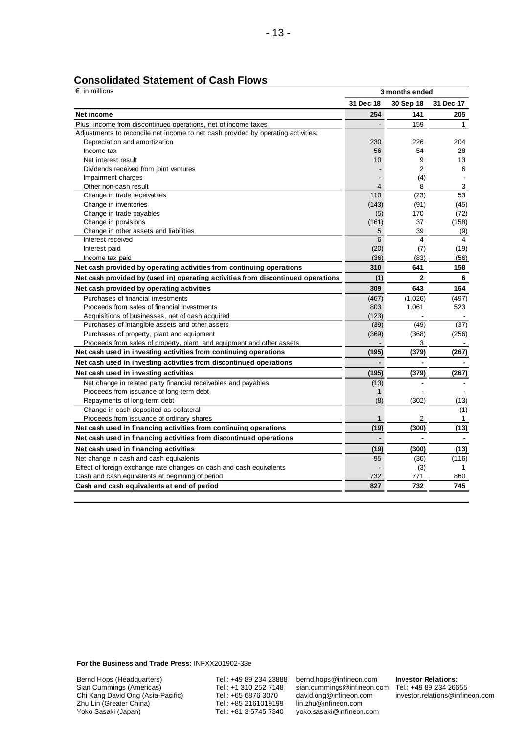## Consolidated Statement of Cash Flows

| € in millions | 3 months ended | | |
|---|---|---|---|
| | 31 Dec 18 | 30 Sep 18 | 31 Dec 17 |
| **Net income** | **254** | **141** | **205** |
| Plus: income from discontinued operations, net of income taxes | - | 159 | 1 |
| Adjustments to reconcile net income to net cash provided by operating activities: | | | |
| Depreciation and amortization | 230 | 226 | 204 |
| Income tax | 56 | 54 | 28 |
| Net interest result | 10 | 9 | 13 |
| Dividends received from joint ventures | - | 2 | 6 |
| Impairment charges | - | (4) | - |
| Other non-cash result | 4 | 8 | 3 |
| Change in trade receivables | 110 | (23) | 53 |
| Change in inventories | (143) | (91) | (45) |
| Change in trade payables | (5) | 170 | (72) |
| Change in provisions | (161) | 37 | (158) |
| Change in other assets and liabilities | 5 | 39 | (9) |
| Interest received | 6 | 4 | 4 |
| Interest paid | (20) | (7) | (19) |
| Income tax paid | (36) | (83) | (56) |
| **Net cash provided by operating activities from continuing operations** | **310** | **641** | **158** |
| **Net cash provided by (used in) operating activities from discontinued operations** | **(1)** | **2** | **6** |
| **Net cash provided by operating activities** | **309** | **643** | **164** |
| Purchases of financial investments | (467) | (1,026) | (497) |
| Proceeds from sales of financial investments | 803 | 1,061 | 523 |
| Acquisitions of businesses, net of cash acquired | (123) | - | - |
| Purchases of intangible assets and other assets | (39) | (49) | (37) |
| Purchases of property, plant and equipment | (369) | (368) | (256) |
| Proceeds from sales of property, plant and equipment and other assets | - | 3 | - |
| **Net cash used in investing activities from continuing operations** | **(195)** | **(379)** | **(267)** |
| **Net cash used in investing activities from discontinued operations** | **-** | **-** | **-** |
| **Net cash used in investing activities** | **(195)** | **(379)** | **(267)** |
| Net change in related party financial receivables and payables | (13) | - | - |
| Proceeds from issuance of long-term debt | 1 | - | - |
| Repayments of long-term debt | (8) | (302) | (13) |
| Change in cash deposited as collateral | - | - | (1) |
| Proceeds from issuance of ordinary shares | 1 | 2 | 1 |
| **Net cash used in financing activities from continuing operations** | **(19)** | **(300)** | **(13)** |
| **Net cash used in financing activities from discontinued operations** | **-** | **-** | **-** |
| **Net cash used in financing activities** | **(19)** | **(300)** | **(13)** |
| Net change in cash and cash equivalents | 95 | (36) | (116) |
| Effect of foreign exchange rate changes on cash and cash equivalents | - | (3) | 1 |
| Cash and cash equivalents at beginning of period | 732 | 771 | 860 |
| **Cash and cash equivalents at end of period** | **827** | **732** | **745** |

**For the Business and Trade Press:** INFXX201902-33e

| | | | |
|---|---|---|---|
| Bernd Hops (Headquarters) | Tel.: +49 89 234 23888 | bernd.hops@infineon.com | **Investor Relations:** |
| Sian Cummings (Americas) | Tel.: +1 310 252 7148 | sian.cummings@infineon.com | Tel.: +49 89 234 26655 |
| Chi Kang David Ong (Asia-Pacific) | Tel.: +65 6876 3070 | david.ong@infineon.com | investor.relations@infineon.com |
| Zhu Lin (Greater China) | Tel.: +85 2161019199 | lin.zhu@infineon.com | |
| Yoko Sasaki (Japan) | Tel.: +81 3 5745 7340 | yoko.sasaki@infineon.com | |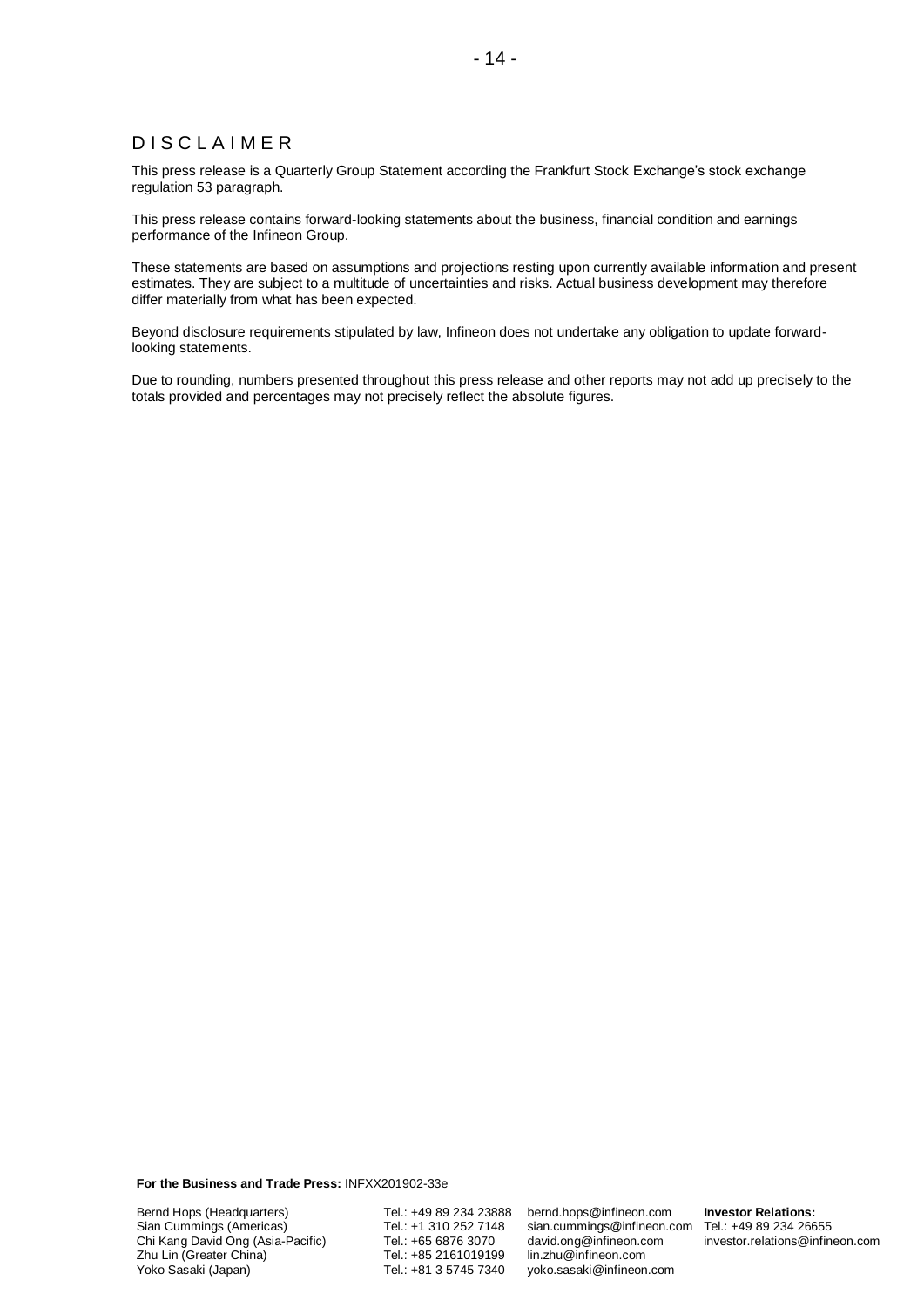## DISCLAIMER

This press release is a Quarterly Group Statement according the Frankfurt Stock Exchange's stock exchange regulation 53 paragraph.

This press release contains forward-looking statements about the business, financial condition and earnings performance of the Infineon Group.

These statements are based on assumptions and projections resting upon currently available information and present estimates. They are subject to a multitude of uncertainties and risks. Actual business development may therefore differ materially from what has been expected.

Beyond disclosure requirements stipulated by law, Infineon does not undertake any obligation to update forward-looking statements.

Due to rounding, numbers presented throughout this press release and other reports may not add up precisely to the totals provided and percentages may not precisely reflect the absolute figures.

**For the Business and Trade Press:** INFXX201902-33e

| | | | |
|---|---|---|---|
| Bernd Hops (Headquarters) | Tel.: +49 89 234 23888 | bernd.hops@infineon.com | **Investor Relations:** |
| Sian Cummings (Americas) | Tel.: +1 310 252 7148 | sian.cummings@infineon.com | Tel.: +49 89 234 26655 |
| Chi Kang David Ong (Asia-Pacific) | Tel.: +65 6876 3070 | david.ong@infineon.com | investor.relations@infineon.com |
| Zhu Lin (Greater China) | Tel.: +85 2161019199 | lin.zhu@infineon.com | |
| Yoko Sasaki (Japan) | Tel.: +81 3 5745 7340 | yoko.sasaki@infineon.com | |